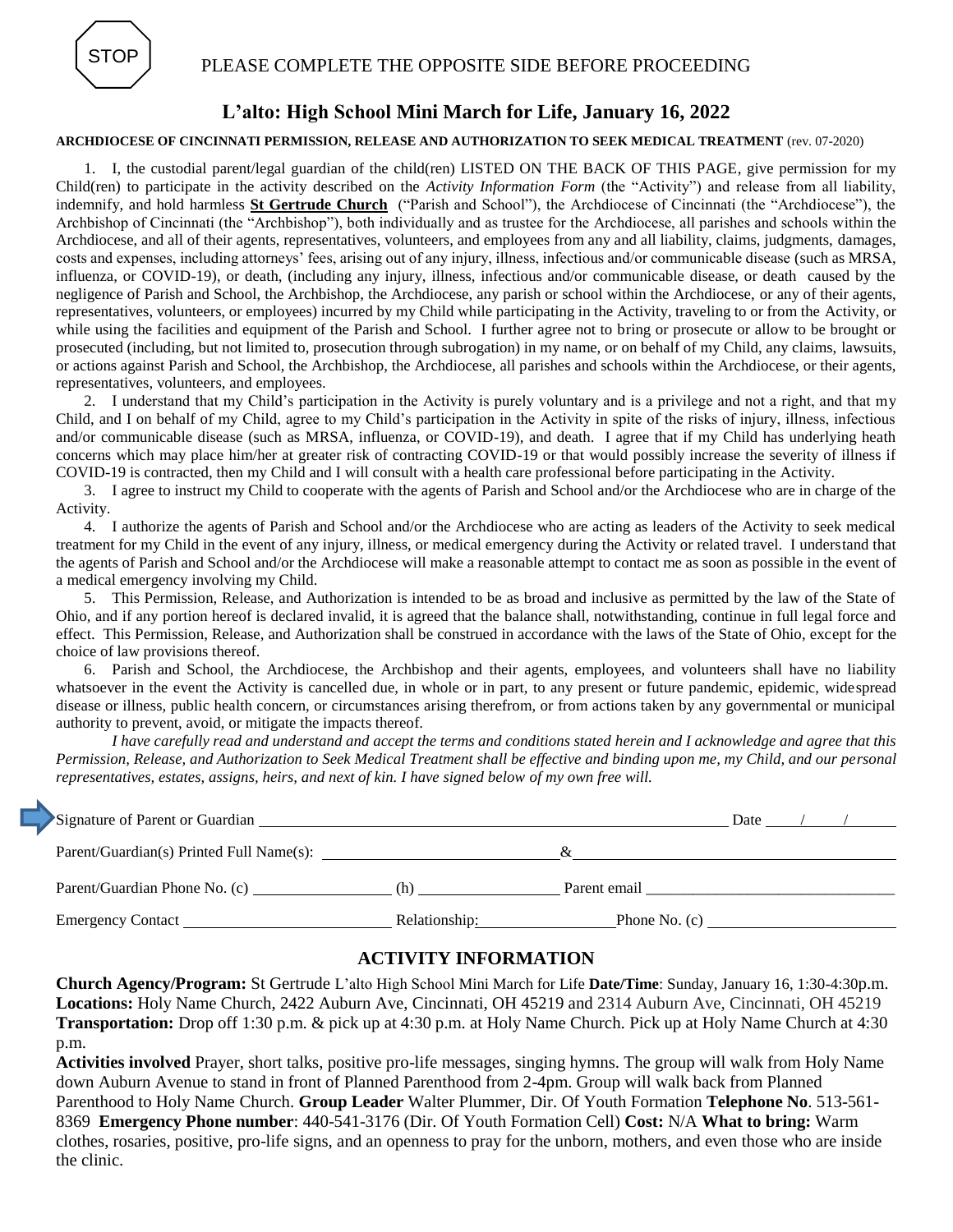STOP

PLEASE COMPLETE THE OPPOSITE SIDE BEFORE PROCEEDING

# L'alto: High School Mini March for Life, January 16, 2022

**ARCHDIOCESE OF CINCINNATI PERMISSION, RELEASE AND AUTHORIZATION TO SEEK MEDICAL TREATMENT** (rev. 07-2020)

1. I, the custodial parent/legal guardian of the child(ren) LISTED ON THE BACK OF THIS PAGE, give permission for my Child(ren) to participate in the activity described on the *Activity Information Form* (the "Activity") and release from all liability, indemnify, and hold harmless **St Gertrude Church** ("Parish and School"), the Archdiocese of Cincinnati (the "Archdiocese"), the Archbishop of Cincinnati (the "Archbishop"), both individually and as trustee for the Archdiocese, all parishes and schools within the Archdiocese, and all of their agents, representatives, volunteers, and employees from any and all liability, claims, judgments, damages, costs and expenses, including attorneys' fees, arising out of any injury, illness, infectious and/or communicable disease (such as MRSA, influenza, or COVID-19), or death, (including any injury, illness, infectious and/or communicable disease, or death caused by the negligence of Parish and School, the Archbishop, the Archdiocese, any parish or school within the Archdiocese, or any of their agents, representatives, volunteers, or employees) incurred by my Child while participating in the Activity, traveling to or from the Activity, or while using the facilities and equipment of the Parish and School. I further agree not to bring or prosecute or allow to be brought or prosecuted (including, but not limited to, prosecution through subrogation) in my name, or on behalf of my Child, any claims, lawsuits, or actions against Parish and School, the Archbishop, the Archdiocese, all parishes and schools within the Archdiocese, or their agents, representatives, volunteers, and employees.

2. I understand that my Child's participation in the Activity is purely voluntary and is a privilege and not a right, and that my Child, and I on behalf of my Child, agree to my Child's participation in the Activity in spite of the risks of injury, illness, infectious and/or communicable disease (such as MRSA, influenza, or COVID-19), and death. I agree that if my Child has underlying heath concerns which may place him/her at greater risk of contracting COVID-19 or that would possibly increase the severity of illness if COVID-19 is contracted, then my Child and I will consult with a health care professional before participating in the Activity.

3. I agree to instruct my Child to cooperate with the agents of Parish and School and/or the Archdiocese who are in charge of the Activity.

4. I authorize the agents of Parish and School and/or the Archdiocese who are acting as leaders of the Activity to seek medical treatment for my Child in the event of any injury, illness, or medical emergency during the Activity or related travel. I understand that the agents of Parish and School and/or the Archdiocese will make a reasonable attempt to contact me as soon as possible in the event of a medical emergency involving my Child.

5. This Permission, Release, and Authorization is intended to be as broad and inclusive as permitted by the law of the State of Ohio, and if any portion hereof is declared invalid, it is agreed that the balance shall, notwithstanding, continue in full legal force and effect. This Permission, Release, and Authorization shall be construed in accordance with the laws of the State of Ohio, except for the choice of law provisions thereof.

6. Parish and School, the Archdiocese, the Archbishop and their agents, employees, and volunteers shall have no liability whatsoever in the event the Activity is cancelled due, in whole or in part, to any present or future pandemic, epidemic, widespread disease or illness, public health concern, or circumstances arising therefrom, or from actions taken by any governmental or municipal authority to prevent, avoid, or mitigate the impacts thereof.

*I have carefully read and understand and accept the terms and conditions stated herein and I acknowledge and agree that this Permission, Release, and Authorization to Seek Medical Treatment shall be effective and binding upon me, my Child, and our personal representatives, estates, assigns, heirs, and next of kin. I have signed below of my own free will.*

Signature of Parent or Guardian ______________________________ Date ____/____/____

Parent/Guardian(s) Printed Full Name(s): ______________________ & ______________________

Parent/Guardian Phone No. (c) ____________ (h) ____________ Parent email ______________________

Emergency Contact ______________________ Relationship: ____________ Phone No. (c) ______________________

## ACTIVITY INFORMATION

**Church Agency/Program:** St Gertrude L'alto High School Mini March for Life **Date/Time**: Sunday, January 16, 1:30-4:30p.m.
**Locations:** Holy Name Church, 2422 Auburn Ave, Cincinnati, OH 45219 and 2314 Auburn Ave, Cincinnati, OH 45219
**Transportation:** Drop off 1:30 p.m. & pick up at 4:30 p.m. at Holy Name Church. Pick up at Holy Name Church at 4:30 p.m.
**Activities involved** Prayer, short talks, positive pro-life messages, singing hymns. The group will walk from Holy Name down Auburn Avenue to stand in front of Planned Parenthood from 2-4pm. Group will walk back from Planned Parenthood to Holy Name Church. **Group Leader** Walter Plummer, Dir. Of Youth Formation **Telephone No**. 513-561-8369 **Emergency Phone number**: 440-541-3176 (Dir. Of Youth Formation Cell) **Cost:** N/A **What to bring:** Warm clothes, rosaries, positive, pro-life signs, and an openness to pray for the unborn, mothers, and even those who are inside the clinic.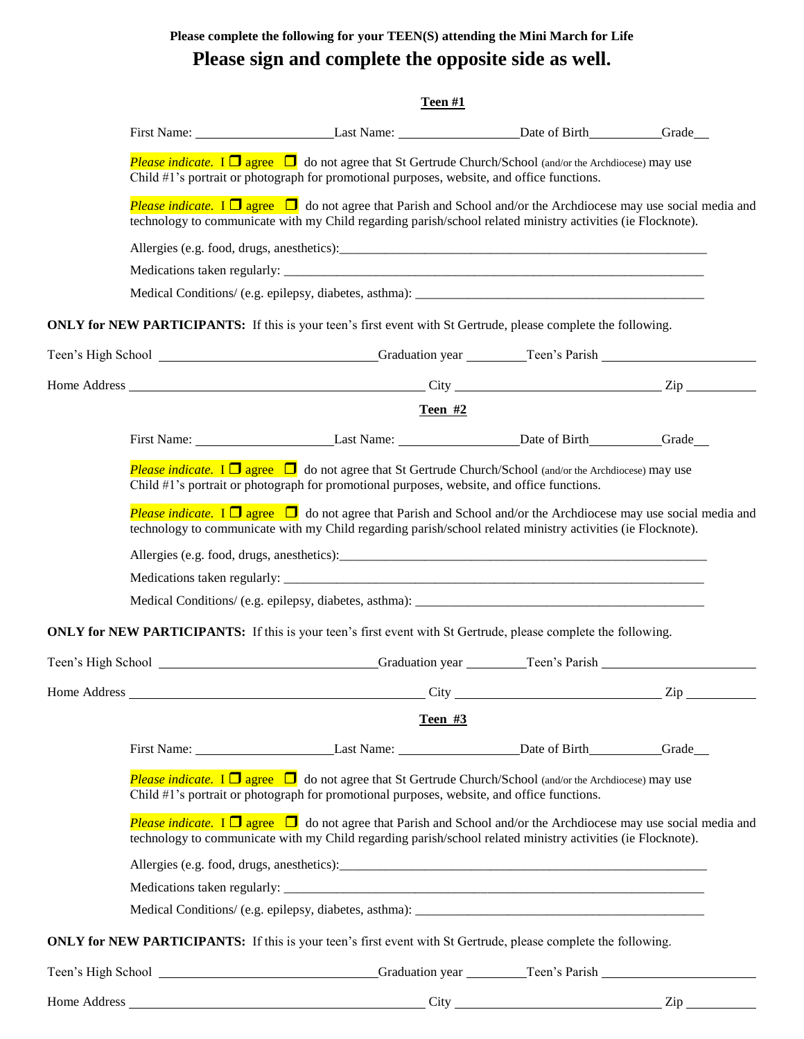**Please complete the following for your TEEN(S) attending the Mini March for Life**

## Please sign and complete the opposite side as well.

**Teen #1**

First Name: ____________________ Last Name: __________________ Date of Birth__________ Grade__

*Please indicate.* I ☐ agree ☐ do not agree that St Gertrude Church/School (and/or the Archdiocese) may use Child #1's portrait or photograph for promotional purposes, website, and office functions.

*Please indicate.* I ☐ agree ☐ do not agree that Parish and School and/or the Archdiocese may use social media and technology to communicate with my Child regarding parish/school related ministry activities (ie Flocknote).

Allergies (e.g. food, drugs, anesthetics):_______________________________________________

Medications taken regularly: _______________________________________________

Medical Conditions/ (e.g. epilepsy, diabetes, asthma): _______________________________________________

**ONLY for NEW PARTICIPANTS:** If this is your teen's first event with St Gertrude, please complete the following.

Teen's High School ______________________________ Graduation year ________ Teen's Parish ______________________

Home Address ____________________________________________ City ____________________________ Zip __________

**Teen #2**

First Name: ____________________ Last Name: __________________ Date of Birth__________ Grade__

*Please indicate.* I ☐ agree ☐ do not agree that St Gertrude Church/School (and/or the Archdiocese) may use Child #1's portrait or photograph for promotional purposes, website, and office functions.

*Please indicate.* I ☐ agree ☐ do not agree that Parish and School and/or the Archdiocese may use social media and technology to communicate with my Child regarding parish/school related ministry activities (ie Flocknote).

Allergies (e.g. food, drugs, anesthetics):_______________________________________________

Medications taken regularly: _______________________________________________

Medical Conditions/ (e.g. epilepsy, diabetes, asthma): _______________________________________________

**ONLY for NEW PARTICIPANTS:** If this is your teen's first event with St Gertrude, please complete the following.

Teen's High School ______________________________ Graduation year ________ Teen's Parish ______________________

Home Address ____________________________________________ City ____________________________ Zip __________

**Teen #3**

First Name: ____________________ Last Name: __________________ Date of Birth__________ Grade__

*Please indicate.* I ☐ agree ☐ do not agree that St Gertrude Church/School (and/or the Archdiocese) may use Child #1's portrait or photograph for promotional purposes, website, and office functions.

*Please indicate.* I ☐ agree ☐ do not agree that Parish and School and/or the Archdiocese may use social media and technology to communicate with my Child regarding parish/school related ministry activities (ie Flocknote).

Allergies (e.g. food, drugs, anesthetics):_______________________________________________

Medications taken regularly: _______________________________________________

Medical Conditions/ (e.g. epilepsy, diabetes, asthma): _______________________________________________

**ONLY for NEW PARTICIPANTS:** If this is your teen's first event with St Gertrude, please complete the following.

Teen's High School ______________________________ Graduation year ________ Teen's Parish ______________________

Home Address ____________________________________________ City ____________________________ Zip __________